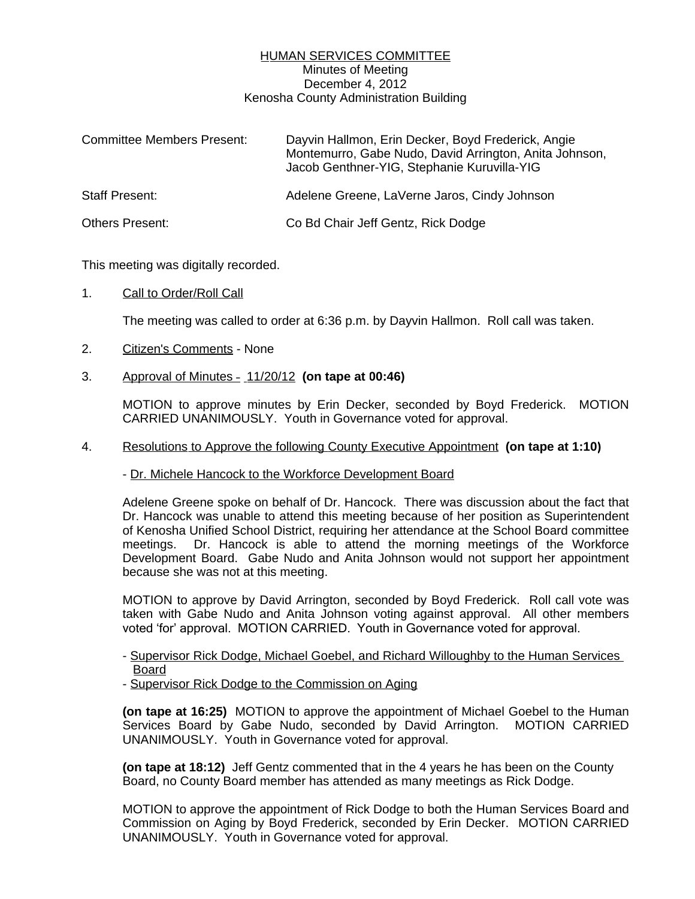# HUMAN SERVICES COMMITTEE

Minutes of Meeting
December 4, 2012
Kenosha County Administration Building

| | |
|---|---|
| Committee Members Present: | Dayvin Hallmon, Erin Decker, Boyd Frederick, Angie Montemurro, Gabe Nudo, David Arrington, Anita Johnson, Jacob Genthner-YIG, Stephanie Kuruvilla-YIG |
| Staff Present: | Adelene Greene, LaVerne Jaros, Cindy Johnson |
| Others Present: | Co Bd Chair Jeff Gentz, Rick Dodge |

This meeting was digitally recorded.

1. Call to Order/Roll Call

   The meeting was called to order at 6:36 p.m. by Dayvin Hallmon. Roll call was taken.

2. Citizen's Comments - None

3. Approval of Minutes - 11/20/12 **(on tape at 00:46)**

   MOTION to approve minutes by Erin Decker, seconded by Boyd Frederick. MOTION CARRIED UNANIMOUSLY. Youth in Governance voted for approval.

4. Resolutions to Approve the following County Executive Appointment **(on tape at 1:10)**

   - Dr. Michele Hancock to the Workforce Development Board

   Adelene Greene spoke on behalf of Dr. Hancock. There was discussion about the fact that Dr. Hancock was unable to attend this meeting because of her position as Superintendent of Kenosha Unified School District, requiring her attendance at the School Board committee meetings. Dr. Hancock is able to attend the morning meetings of the Workforce Development Board. Gabe Nudo and Anita Johnson would not support her appointment because she was not at this meeting.

   MOTION to approve by David Arrington, seconded by Boyd Frederick. Roll call vote was taken with Gabe Nudo and Anita Johnson voting against approval. All other members voted 'for' approval. MOTION CARRIED. Youth in Governance voted for approval.

   - Supervisor Rick Dodge, Michael Goebel, and Richard Willoughby to the Human Services Board
   - Supervisor Rick Dodge to the Commission on Aging

   **(on tape at 16:25)** MOTION to approve the appointment of Michael Goebel to the Human Services Board by Gabe Nudo, seconded by David Arrington. MOTION CARRIED UNANIMOUSLY. Youth in Governance voted for approval.

   **(on tape at 18:12)** Jeff Gentz commented that in the 4 years he has been on the County Board, no County Board member has attended as many meetings as Rick Dodge.

   MOTION to approve the appointment of Rick Dodge to both the Human Services Board and Commission on Aging by Boyd Frederick, seconded by Erin Decker. MOTION CARRIED UNANIMOUSLY. Youth in Governance voted for approval.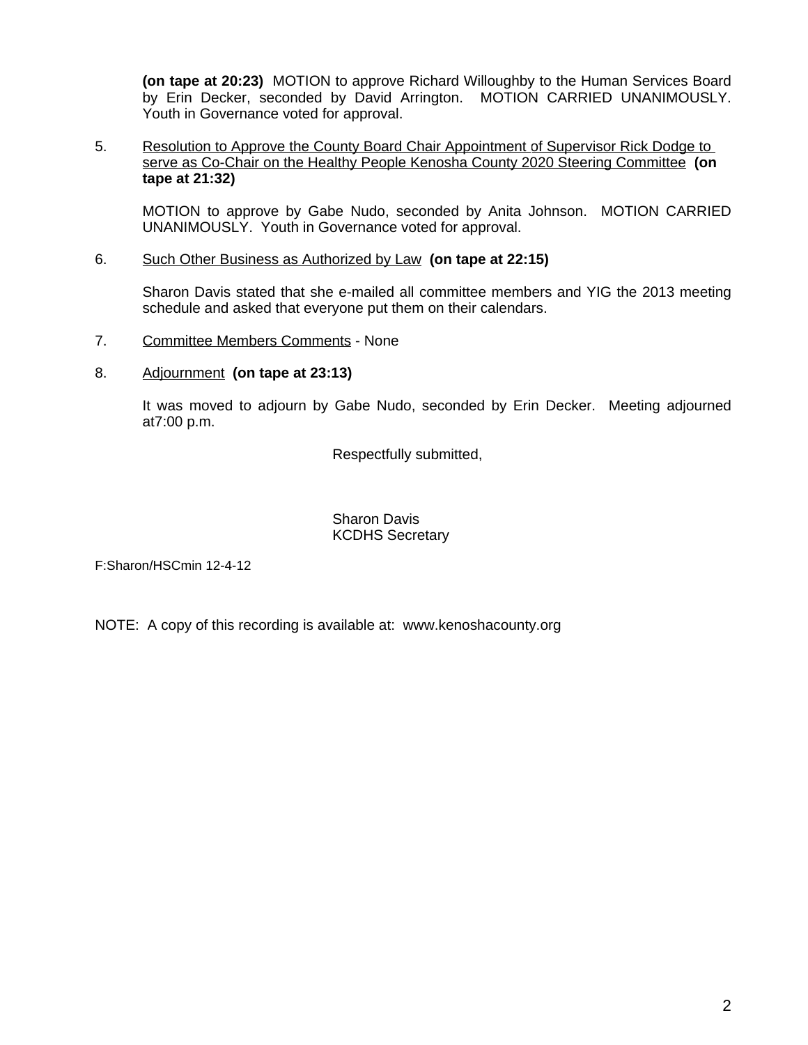**(on tape at 20:23)** MOTION to approve Richard Willoughby to the Human Services Board by Erin Decker, seconded by David Arrington. MOTION CARRIED UNANIMOUSLY. Youth in Governance voted for approval.

5. Resolution to Approve the County Board Chair Appointment of Supervisor Rick Dodge to serve as Co-Chair on the Healthy People Kenosha County 2020 Steering Committee **(on tape at 21:32)**

   MOTION to approve by Gabe Nudo, seconded by Anita Johnson. MOTION CARRIED UNANIMOUSLY. Youth in Governance voted for approval.

6. Such Other Business as Authorized by Law **(on tape at 22:15)**

   Sharon Davis stated that she e-mailed all committee members and YIG the 2013 meeting schedule and asked that everyone put them on their calendars.

7. Committee Members Comments - None

8. Adjournment **(on tape at 23:13)**

   It was moved to adjourn by Gabe Nudo, seconded by Erin Decker. Meeting adjourned at7:00 p.m.

Respectfully submitted,

Sharon Davis
KCDHS Secretary

F:Sharon/HSCmin 12-4-12

NOTE: A copy of this recording is available at: www.kenoshacounty.org